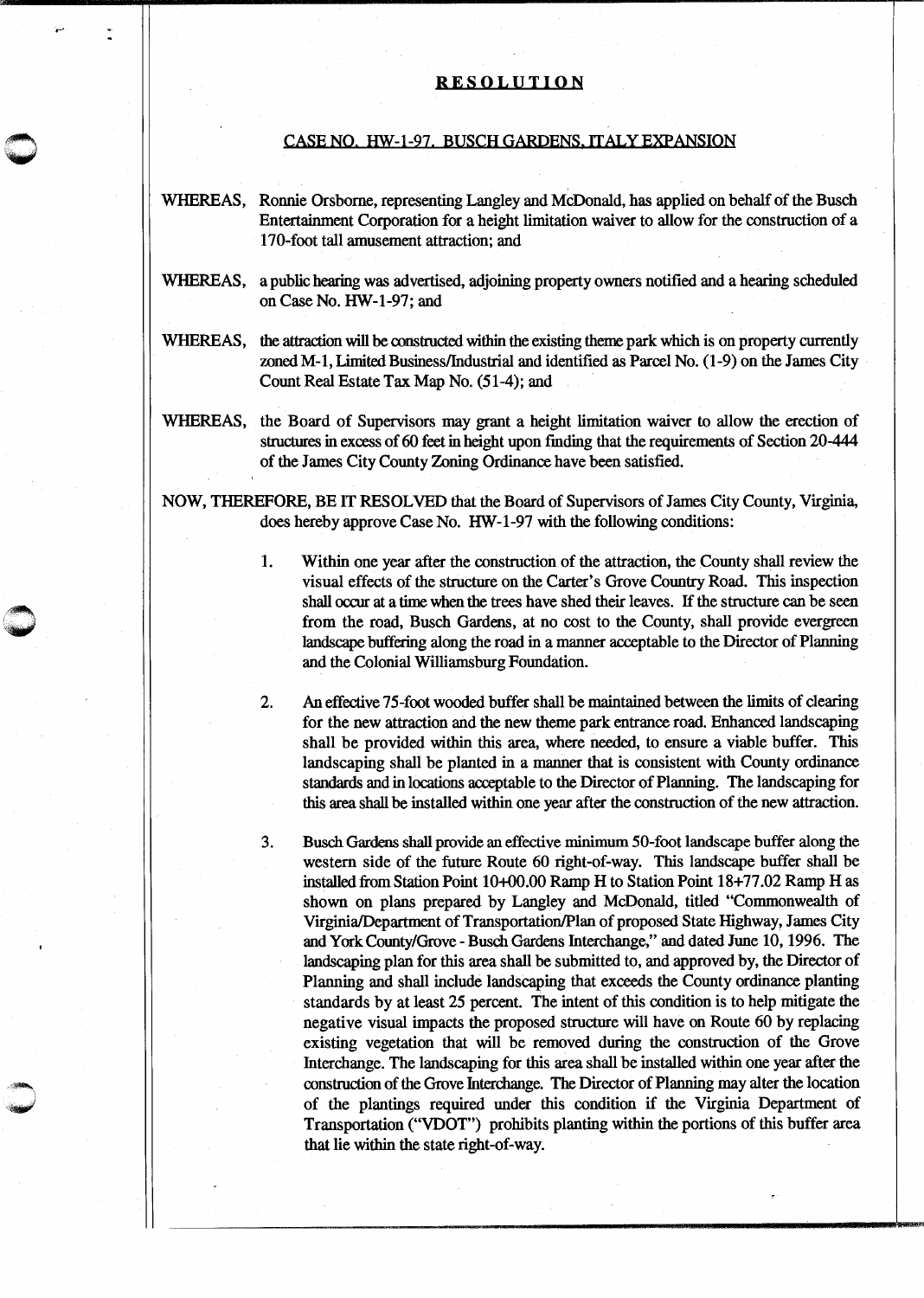# RESOLUTION

## CASE NO. HW-1-97. BUSCH GARDENS, ITALY EXPANSION

WHEREAS, Ronnie Orsborne, representing Langley and McDonald, has applied on behalf of the Busch Entertainment Corporation for a height limitation waiver to allow for the construction of a 170-foot tall amusement attraction; and

WHEREAS, a public hearing was advertised, adjoining property owners notified and a hearing scheduled on Case No. HW-1-97; and

WHEREAS, the attraction will be constructed within the existing theme park which is on property currently zoned M-1, Limited Business/Industrial and identified as Parcel No. (1-9) on the James City Count Real Estate Tax Map No. (51-4); and

WHEREAS, the Board of Supervisors may grant a height limitation waiver to allow the erection of structures in excess of 60 feet in height upon finding that the requirements of Section 20-444 of the James City County Zoning Ordinance have been satisfied.

NOW, THEREFORE, BE IT RESOLVED that the Board of Supervisors of James City County, Virginia, does hereby approve Case No. HW-1-97 with the following conditions:

1. Within one year after the construction of the attraction, the County shall review the visual effects of the structure on the Carter's Grove Country Road. This inspection shall occur at a time when the trees have shed their leaves. If the structure can be seen from the road, Busch Gardens, at no cost to the County, shall provide evergreen landscape buffering along the road in a manner acceptable to the Director of Planning and the Colonial Williamsburg Foundation.

2. An effective 75-foot wooded buffer shall be maintained between the limits of clearing for the new attraction and the new theme park entrance road. Enhanced landscaping shall be provided within this area, where needed, to ensure a viable buffer. This landscaping shall be planted in a manner that is consistent with County ordinance standards and in locations acceptable to the Director of Planning. The landscaping for this area shall be installed within one year after the construction of the new attraction.

3. Busch Gardens shall provide an effective minimum 50-foot landscape buffer along the western side of the future Route 60 right-of-way. This landscape buffer shall be installed from Station Point 10+00.00 Ramp H to Station Point 18+77.02 Ramp H as shown on plans prepared by Langley and McDonald, titled "Commonwealth of Virginia/Department of Transportation/Plan of proposed State Highway, James City and York County/Grove - Busch Gardens Interchange," and dated June 10, 1996. The landscaping plan for this area shall be submitted to, and approved by, the Director of Planning and shall include landscaping that exceeds the County ordinance planting standards by at least 25 percent. The intent of this condition is to help mitigate the negative visual impacts the proposed structure will have on Route 60 by replacing existing vegetation that will be removed during the construction of the Grove Interchange. The landscaping for this area shall be installed within one year after the construction of the Grove Interchange. The Director of Planning may alter the location of the plantings required under this condition if the Virginia Department of Transportation ("VDOT") prohibits planting within the portions of this buffer area that lie within the state right-of-way.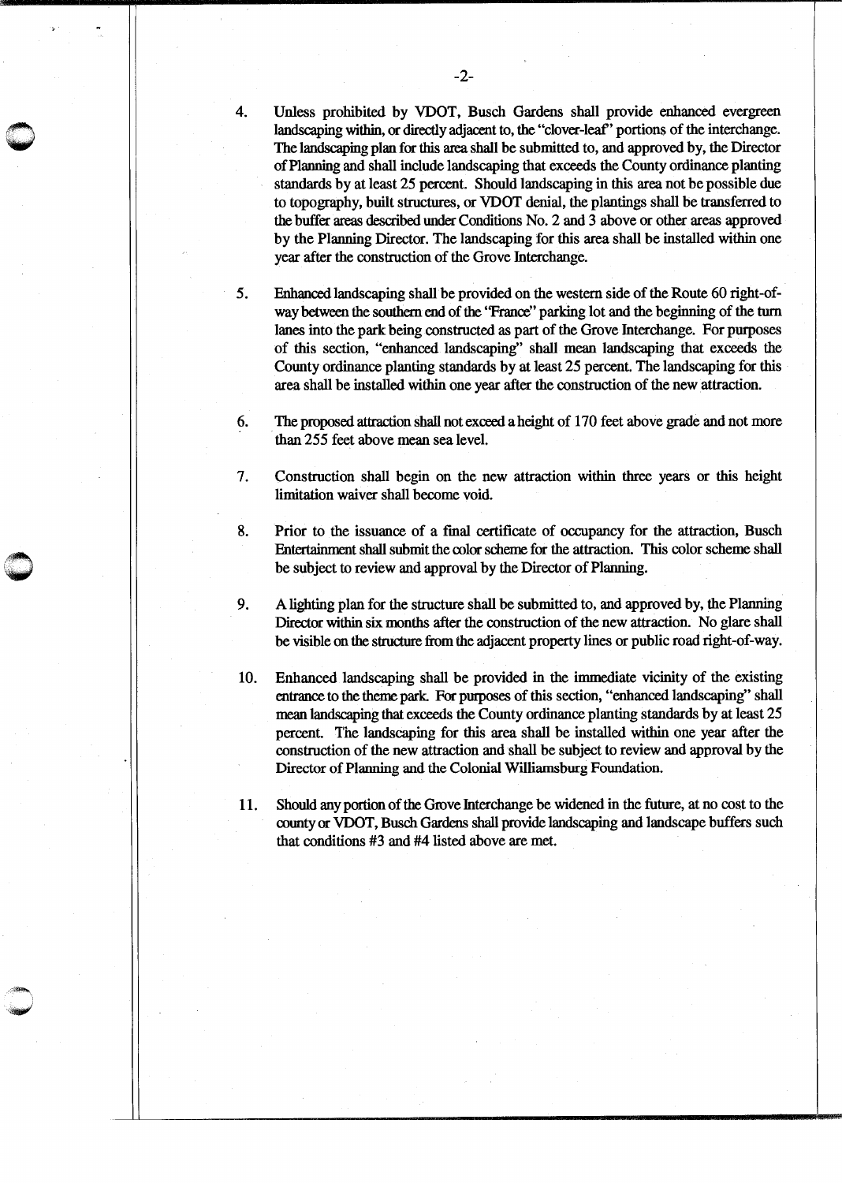4. Unless prohibited by VDOT, Busch Gardens shall provide enhanced evergreen landscaping within, or directly adjacent to, the "clover-leaf" portions of the interchange. The landscaping plan for this area shall be submitted to, and approved by, the Director of Planning and shall include landscaping that exceeds the County ordinance planting standards by at least 25 percent. Should landscaping in this area not be possible due to topography, built structures, or VDOT denial, the plantings shall be transferred to the buffer areas described under Conditions No. 2 and 3 above or other areas approved by the Planning Director. The landscaping for this area shall be installed within one year after the construction of the Grove Interchange.

5. Enhanced landscaping shall be provided on the western side of the Route 60 right-of-way between the southern end of the "France" parking lot and the beginning of the turn lanes into the park being constructed as part of the Grove Interchange. For purposes of this section, "enhanced landscaping" shall mean landscaping that exceeds the County ordinance planting standards by at least 25 percent. The landscaping for this area shall be installed within one year after the construction of the new attraction.

6. The proposed attraction shall not exceed a height of 170 feet above grade and not more than 255 feet above mean sea level.

7. Construction shall begin on the new attraction within three years or this height limitation waiver shall become void.

8. Prior to the issuance of a final certificate of occupancy for the attraction, Busch Entertainment shall submit the color scheme for the attraction. This color scheme shall be subject to review and approval by the Director of Planning.

9. A lighting plan for the structure shall be submitted to, and approved by, the Planning Director within six months after the construction of the new attraction. No glare shall be visible on the structure from the adjacent property lines or public road right-of-way.

10. Enhanced landscaping shall be provided in the immediate vicinity of the existing entrance to the theme park. For purposes of this section, "enhanced landscaping" shall mean landscaping that exceeds the County ordinance planting standards by at least 25 percent. The landscaping for this area shall be installed within one year after the construction of the new attraction and shall be subject to review and approval by the Director of Planning and the Colonial Williamsburg Foundation.

11. Should any portion of the Grove Interchange be widened in the future, at no cost to the county or VDOT, Busch Gardens shall provide landscaping and landscape buffers such that conditions #3 and #4 listed above are met.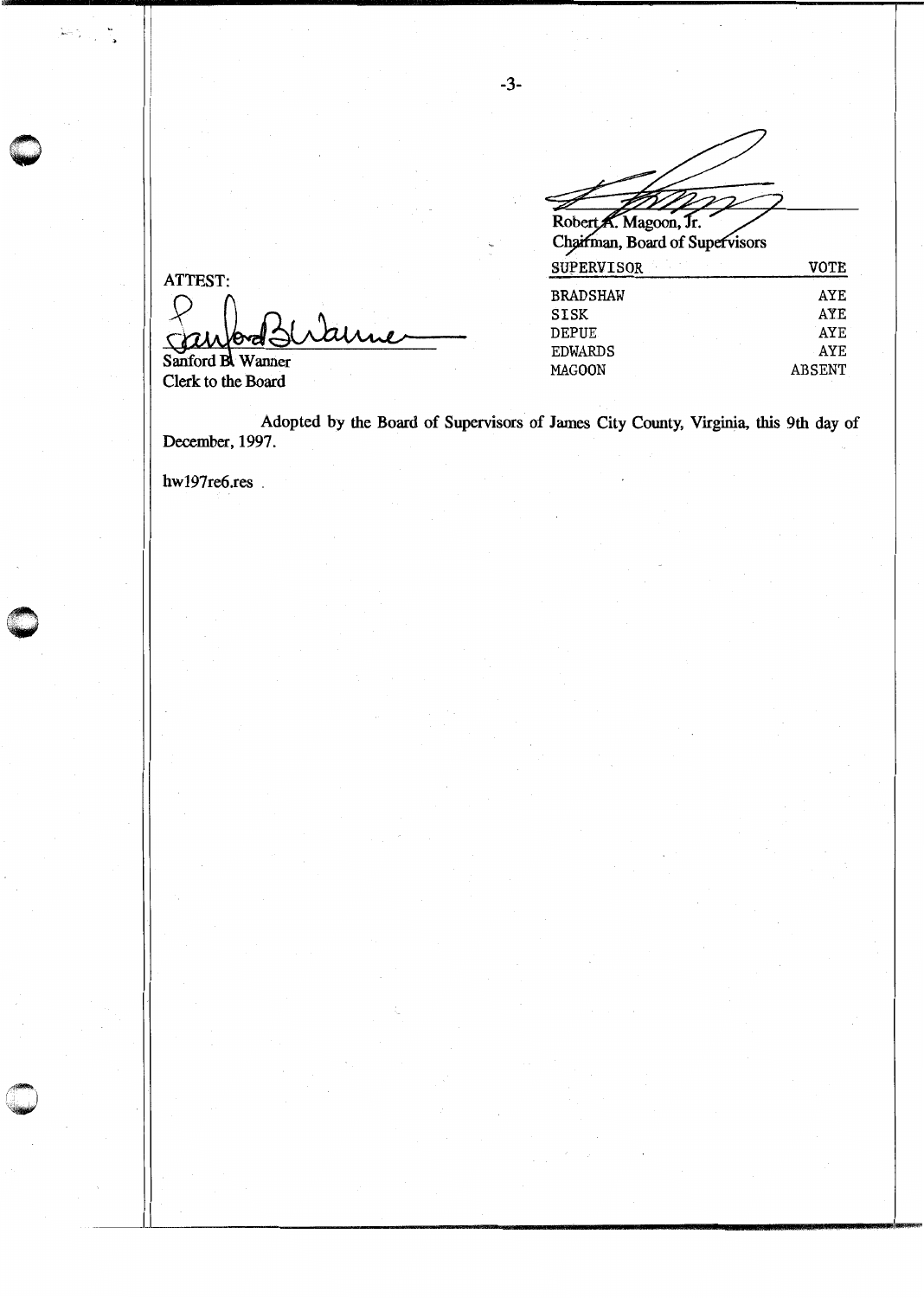Robert A. Magoon, Jr.
Chairman, Board of Supervisors

| SUPERVISOR | VOTE |
|---|---|
| BRADSHAW | AYE |
| SISK | AYE |
| DEPUE | AYE |
| EDWARDS | AYE |
| MAGOON | ABSENT |

ATTEST:

Sanford B. Wanner
Clerk to the Board

Adopted by the Board of Supervisors of James City County, Virginia, this 9th day of December, 1997.

hw197re6.res